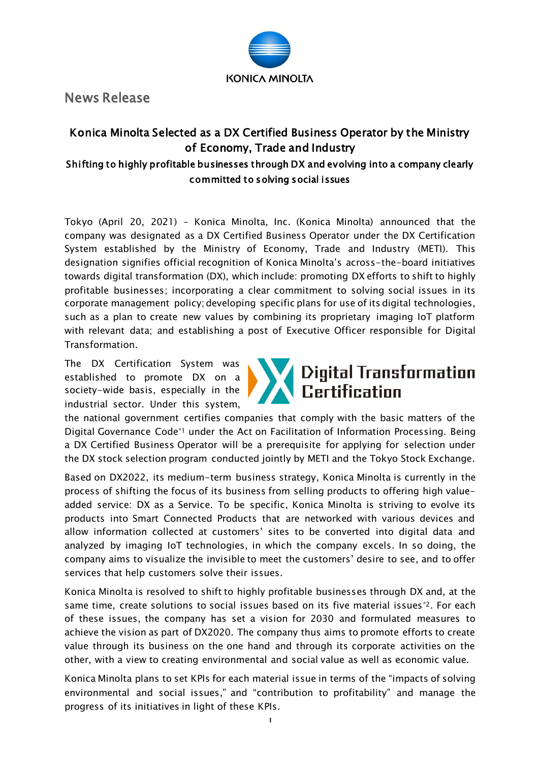News Release

# Konica Minolta Selected as a DX Certified Business Operator by the Ministry of Economy, Trade and Industry

## Shifting to highly profitable businesses through DX and evolving into a company clearly committed to solving social issues

Tokyo (April 20, 2021) – Konica Minolta, Inc. (Konica Minolta) announced that the company was designated as a DX Certified Business Operator under the DX Certification System established by the Ministry of Economy, Trade and Industry (METI). This designation signifies official recognition of Konica Minolta's across-the-board initiatives towards digital transformation (DX), which include: promoting DX efforts to shift to highly profitable businesses; incorporating a clear commitment to solving social issues in its corporate management policy; developing specific plans for use of its digital technologies, such as a plan to create new values by combining its proprietary imaging IoT platform with relevant data; and establishing a post of Executive Officer responsible for Digital Transformation.

The DX Certification System was established to promote DX on a society-wide basis, especially in the industrial sector. Under this system, the national government certifies companies that comply with the basic matters of the Digital Governance Code*1 under the Act on Facilitation of Information Processing. Being a DX Certified Business Operator will be a prerequisite for applying for selection under the DX stock selection program conducted jointly by METI and the Tokyo Stock Exchange.

Based on DX2022, its medium-term business strategy, Konica Minolta is currently in the process of shifting the focus of its business from selling products to offering high value-added service: DX as a Service. To be specific, Konica Minolta is striving to evolve its products into Smart Connected Products that are networked with various devices and allow information collected at customers' sites to be converted into digital data and analyzed by imaging IoT technologies, in which the company excels. In so doing, the company aims to visualize the invisible to meet the customers' desire to see, and to offer services that help customers solve their issues.

Konica Minolta is resolved to shift to highly profitable businesses through DX and, at the same time, create solutions to social issues based on its five material issues*2. For each of these issues, the company has set a vision for 2030 and formulated measures to achieve the vision as part of DX2020. The company thus aims to promote efforts to create value through its business on the one hand and through its corporate activities on the other, with a view to creating environmental and social value as well as economic value.

Konica Minolta plans to set KPIs for each material issue in terms of the "impacts of solving environmental and social issues," and "contribution to profitability" and manage the progress of its initiatives in light of these KPIs.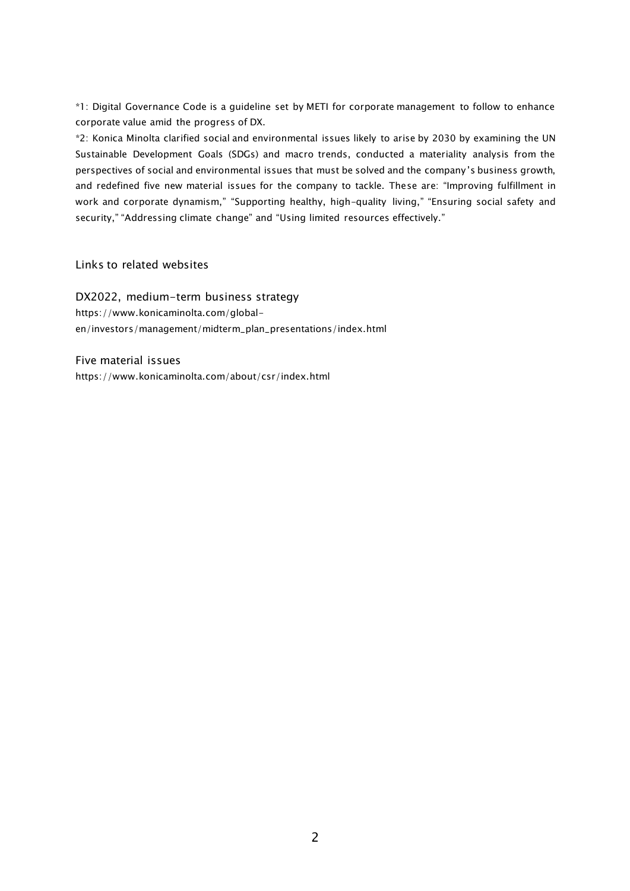*1: Digital Governance Code is a guideline set by METI for corporate management to follow to enhance corporate value amid the progress of DX.

*2: Konica Minolta clarified social and environmental issues likely to arise by 2030 by examining the UN Sustainable Development Goals (SDGs) and macro trends, conducted a materiality analysis from the perspectives of social and environmental issues that must be solved and the company's business growth, and redefined five new material issues for the company to tackle. These are: "Improving fulfillment in work and corporate dynamism," "Supporting healthy, high-quality living," "Ensuring social safety and security," "Addressing climate change" and "Using limited resources effectively."

## Links to related websites

### DX2022, medium-term business strategy

https://www.konicaminolta.com/global-en/investors/management/midterm_plan_presentations/index.html

### Five material issues

https://www.konicaminolta.com/about/csr/index.html